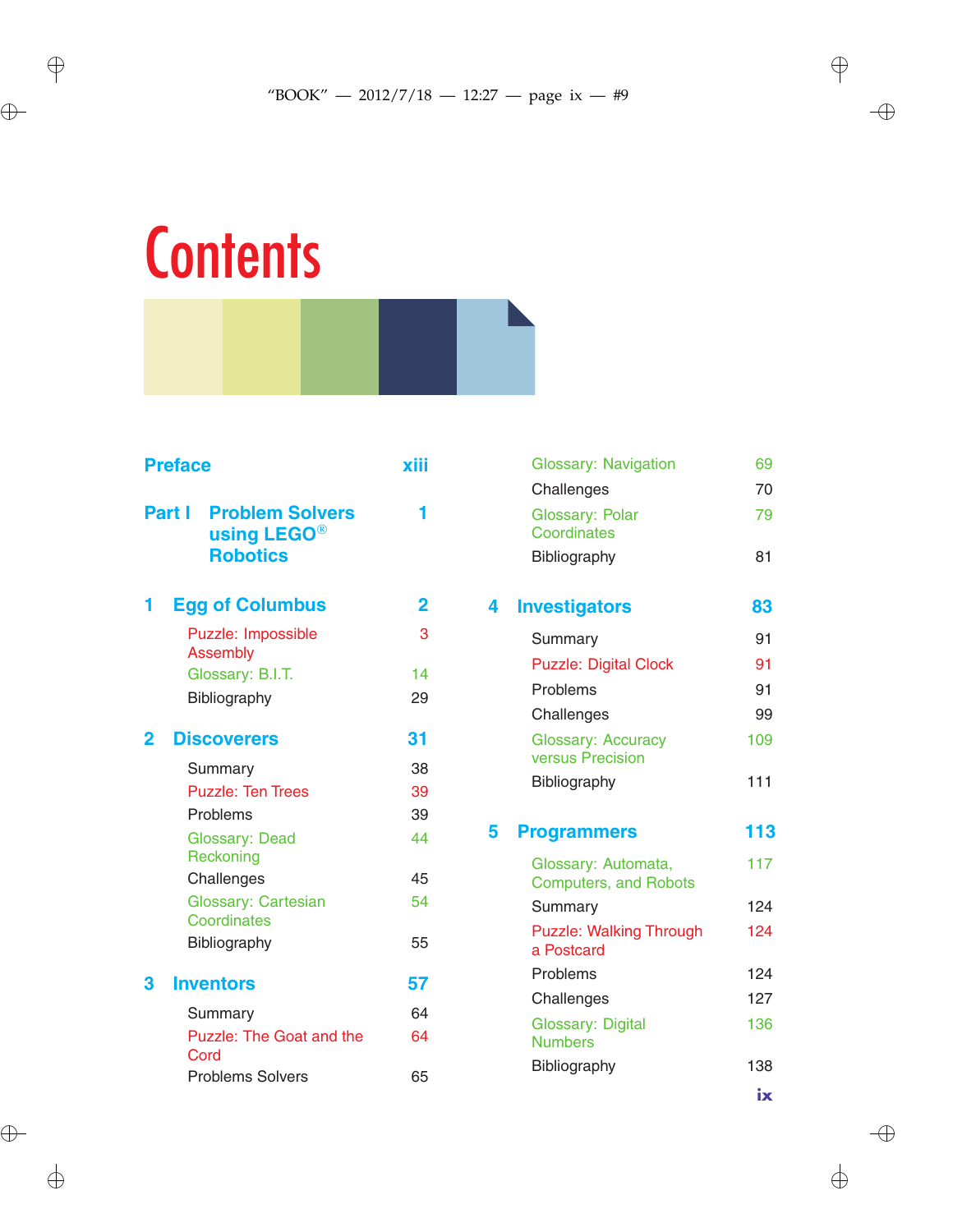# Contents

**Preface** xiii

**Part I Problem Solvers using LEGO® Robotics** 1

**1 Egg of Columbus** 2

- Puzzle: Impossible Assembly 3
- Glossary: B.I.T. 14
- Bibliography 29

**2 Discoverers** 31

- Summary 38
- Puzzle: Ten Trees 39
- Problems 39
- Glossary: Dead Reckoning 44
- Challenges 45
- Glossary: Cartesian Coordinates 54
- Bibliography 55

**3 Inventors** 57

- Summary 64
- Puzzle: The Goat and the Cord 64
- Problems Solvers 65
- Glossary: Navigation 69
- Challenges 70
- Glossary: Polar Coordinates 79
- Bibliography 81

**4 Investigators** 83

- Summary 91
- Puzzle: Digital Clock 91
- Problems 91
- Challenges 99
- Glossary: Accuracy versus Precision 109
- Bibliography 111

**5 Programmers** 113

- Glossary: Automata, Computers, and Robots 117
- Summary 124
- Puzzle: Walking Through a Postcard 124
- Problems 124
- Challenges 127
- Glossary: Digital Numbers 136
- Bibliography 138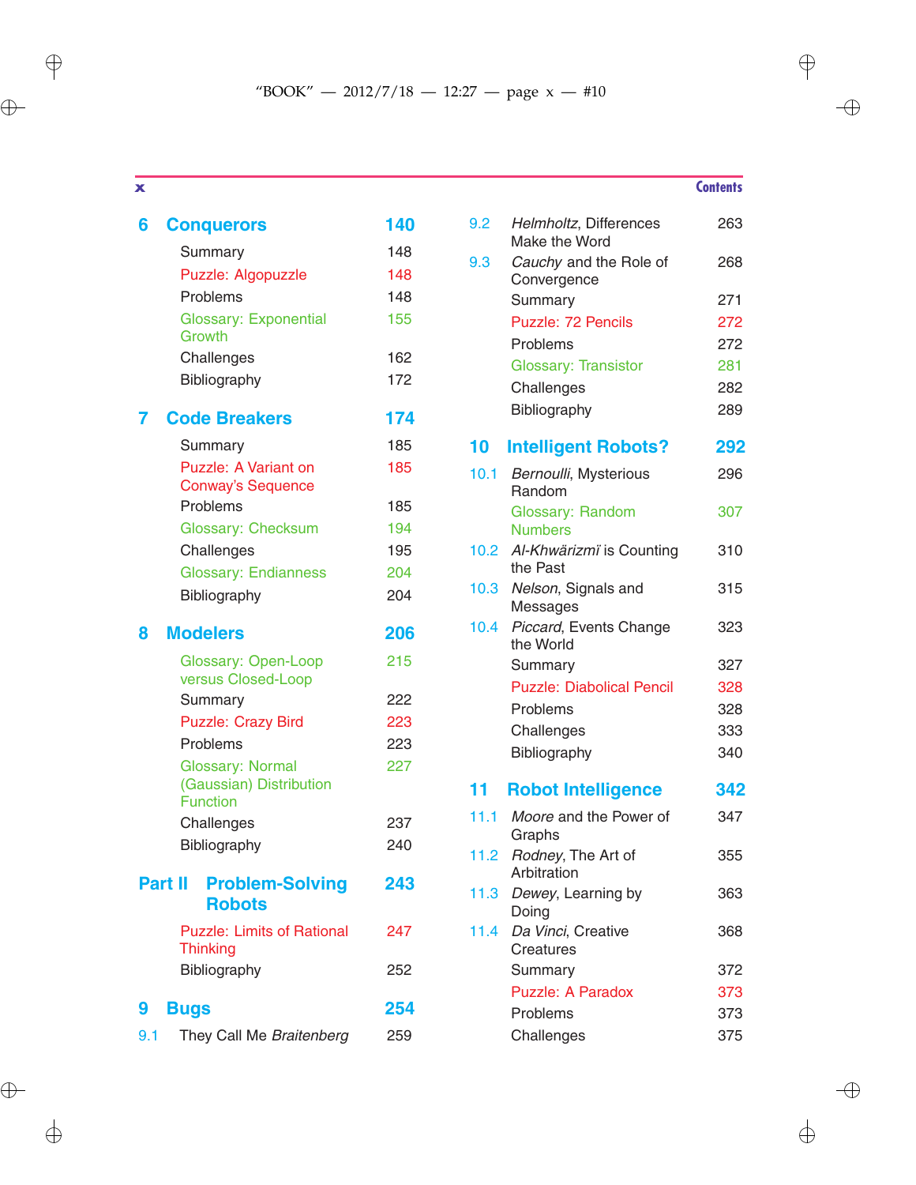| | | |
|---|---|---|
| **6** | **Conquerors** | **140** |
| | Summary | 148 |
| | Puzzle: Algopuzzle | 148 |
| | Problems | 148 |
| | Glossary: Exponential Growth | 155 |
| | Challenges | 162 |
| | Bibliography | 172 |
| **7** | **Code Breakers** | **174** |
| | Summary | 185 |
| | Puzzle: A Variant on Conway's Sequence | 185 |
| | Problems | 185 |
| | Glossary: Checksum | 194 |
| | Challenges | 195 |
| | Glossary: Endianness | 204 |
| | Bibliography | 204 |
| **8** | **Modelers** | **206** |
| | Glossary: Open-Loop versus Closed-Loop | 215 |
| | Summary | 222 |
| | Puzzle: Crazy Bird | 223 |
| | Problems | 223 |
| | Glossary: Normal (Gaussian) Distribution Function | 227 |
| | Challenges | 237 |
| | Bibliography | 240 |
| **Part II** | **Problem-Solving Robots** | **243** |
| | Puzzle: Limits of Rational Thinking | 247 |
| | Bibliography | 252 |
| **9** | **Bugs** | **254** |
| 9.1 | They Call Me *Braitenberg* | 259 |
| 9.2 | *Helmholtz*, Differences Make the Word | 263 |
| 9.3 | *Cauchy* and the Role of Convergence | 268 |
| | Summary | 271 |
| | Puzzle: 72 Pencils | 272 |
| | Problems | 272 |
| | Glossary: Transistor | 281 |
| | Challenges | 282 |
| | Bibliography | 289 |
| **10** | **Intelligent Robots?** | **292** |
| 10.1 | *Bernoulli*, Mysterious Random | 296 |
| | Glossary: Random Numbers | 307 |
| 10.2 | *Al-Khwärizmï* is Counting the Past | 310 |
| 10.3 | *Nelson*, Signals and Messages | 315 |
| 10.4 | *Piccard*, Events Change the World | 323 |
| | Summary | 327 |
| | Puzzle: Diabolical Pencil | 328 |
| | Problems | 328 |
| | Challenges | 333 |
| | Bibliography | 340 |
| **11** | **Robot Intelligence** | **342** |
| 11.1 | *Moore* and the Power of Graphs | 347 |
| 11.2 | *Rodney*, The Art of Arbitration | 355 |
| 11.3 | *Dewey*, Learning by Doing | 363 |
| 11.4 | *Da Vinci*, Creative Creatures | 368 |
| | Summary | 372 |
| | Puzzle: A Paradox | 373 |
| | Problems | 373 |
| | Challenges | 375 |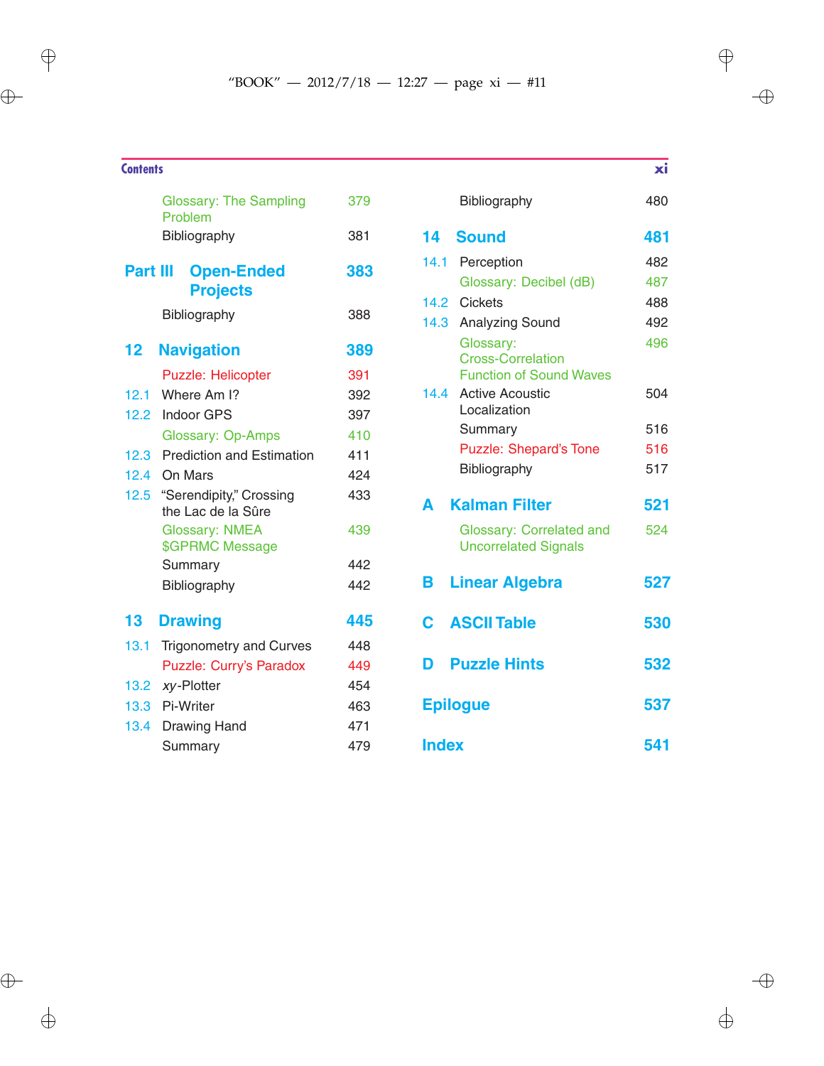Glossary: The Sampling Problem 379

Bibliography 381

**Part III Open-Ended Projects 383**

Bibliography 388

**12 Navigation 389**

Puzzle: Helicopter 391

12.1 Where Am I? 392

12.2 Indoor GPS 397

Glossary: Op-Amps 410

12.3 Prediction and Estimation 411

12.4 On Mars 424

12.5 “Serendipity,” Crossing the Lac de la Sûre 433

Glossary: NMEA $GPRMC Message 439

Summary 442

Bibliography 442

**13 Drawing 445**

13.1 Trigonometry and Curves 448

Puzzle: Curry’s Paradox 449

13.2 *xy*-Plotter 454

13.3 Pi-Writer 463

13.4 Drawing Hand 471

Summary 479

Bibliography 480

**14 Sound 481**

14.1 Perception 482

Glossary: Decibel (dB) 487

14.2 Cickets 488

14.3 Analyzing Sound 492

Glossary: Cross-Correlation Function of Sound Waves 496

14.4 Active Acoustic Localization 504

Summary 516

Puzzle: Shepard’s Tone 516

Bibliography 517

**A Kalman Filter 521**

Glossary: Correlated and Uncorrelated Signals 524

**B Linear Algebra 527**

**C ASCII Table 530**

**D Puzzle Hints 532**

**Epilogue 537**

**Index 541**